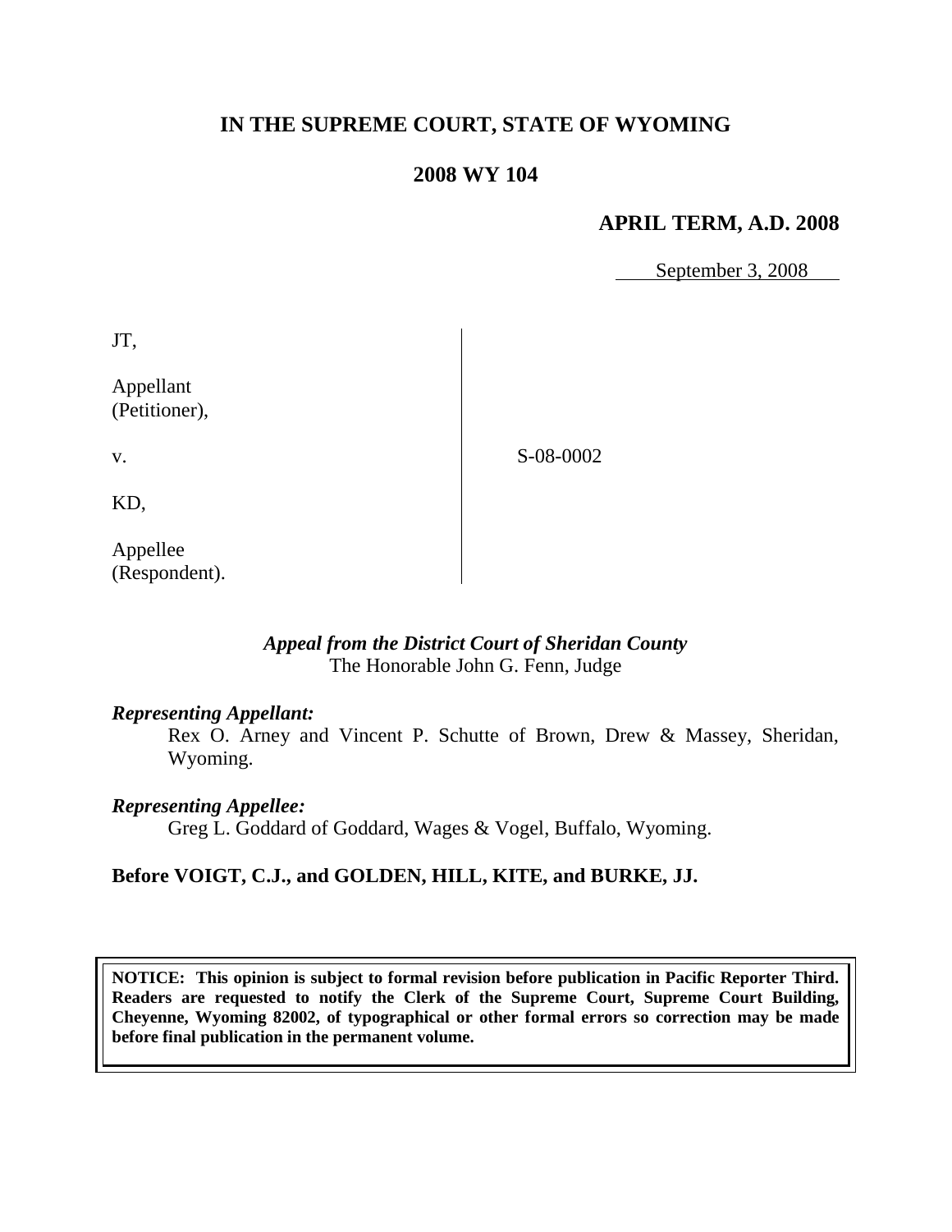# IN THE SUPREME COURT, STATE OF WYOMING

## 2008 WY 104

### APRIL TERM, A.D. 2008

September 3, 2008

JT,

Appellant
(Petitioner),

v.

KD,

Appellee
(Respondent).

S-08-0002

*Appeal from the District Court of Sheridan County*
The Honorable John G. Fenn, Judge

*Representing Appellant:*
Rex O. Arney and Vincent P. Schutte of Brown, Drew & Massey, Sheridan, Wyoming.

*Representing Appellee:*
Greg L. Goddard of Goddard, Wages & Vogel, Buffalo, Wyoming.

**Before VOIGT, C.J., and GOLDEN, HILL, KITE, and BURKE, JJ.**

**NOTICE: This opinion is subject to formal revision before publication in Pacific Reporter Third. Readers are requested to notify the Clerk of the Supreme Court, Supreme Court Building, Cheyenne, Wyoming 82002, of typographical or other formal errors so correction may be made before final publication in the permanent volume.**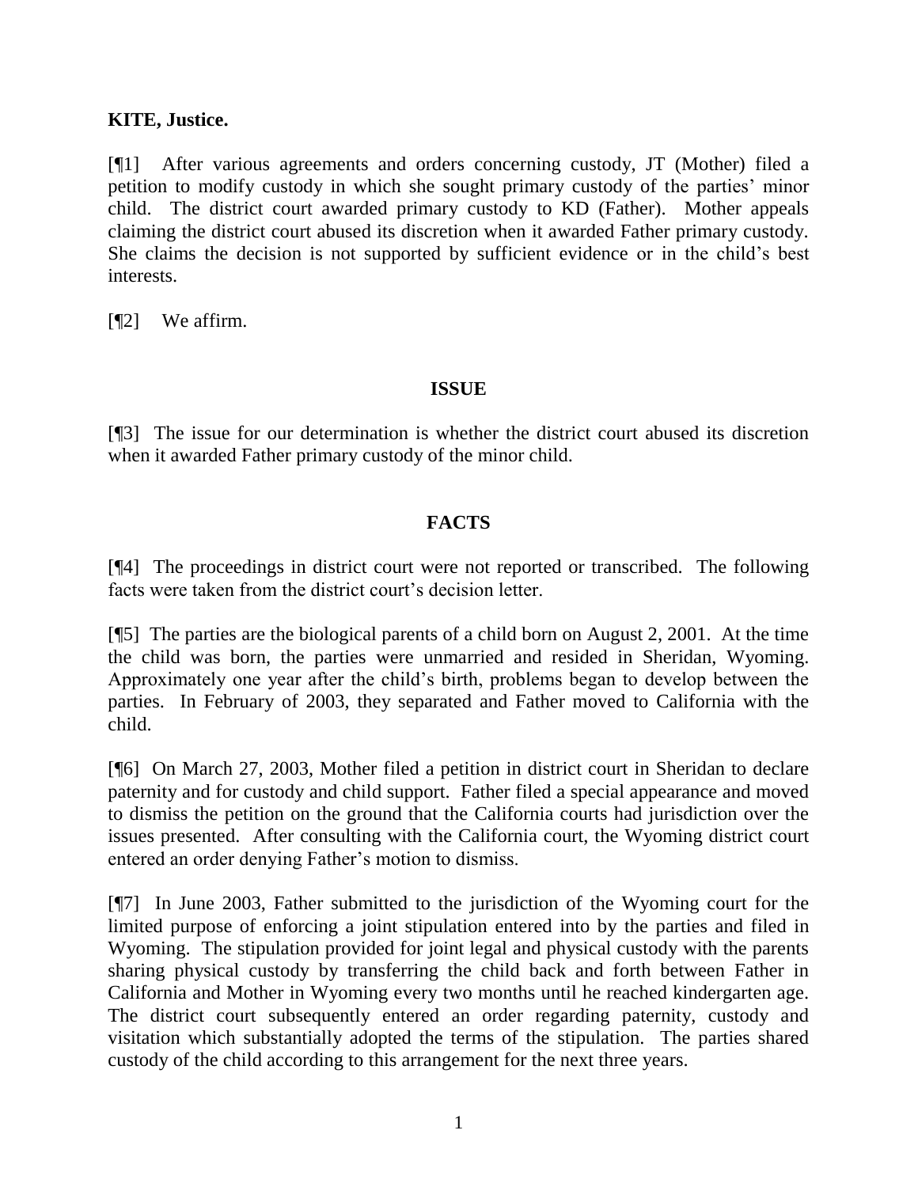**KITE, Justice.**

[¶1] After various agreements and orders concerning custody, JT (Mother) filed a petition to modify custody in which she sought primary custody of the parties' minor child. The district court awarded primary custody to KD (Father). Mother appeals claiming the district court abused its discretion when it awarded Father primary custody. She claims the decision is not supported by sufficient evidence or in the child's best interests.

[¶2] We affirm.

## ISSUE

[¶3] The issue for our determination is whether the district court abused its discretion when it awarded Father primary custody of the minor child.

## FACTS

[¶4] The proceedings in district court were not reported or transcribed. The following facts were taken from the district court's decision letter.

[¶5] The parties are the biological parents of a child born on August 2, 2001. At the time the child was born, the parties were unmarried and resided in Sheridan, Wyoming. Approximately one year after the child's birth, problems began to develop between the parties. In February of 2003, they separated and Father moved to California with the child.

[¶6] On March 27, 2003, Mother filed a petition in district court in Sheridan to declare paternity and for custody and child support. Father filed a special appearance and moved to dismiss the petition on the ground that the California courts had jurisdiction over the issues presented. After consulting with the California court, the Wyoming district court entered an order denying Father's motion to dismiss.

[¶7] In June 2003, Father submitted to the jurisdiction of the Wyoming court for the limited purpose of enforcing a joint stipulation entered into by the parties and filed in Wyoming. The stipulation provided for joint legal and physical custody with the parents sharing physical custody by transferring the child back and forth between Father in California and Mother in Wyoming every two months until he reached kindergarten age. The district court subsequently entered an order regarding paternity, custody and visitation which substantially adopted the terms of the stipulation. The parties shared custody of the child according to this arrangement for the next three years.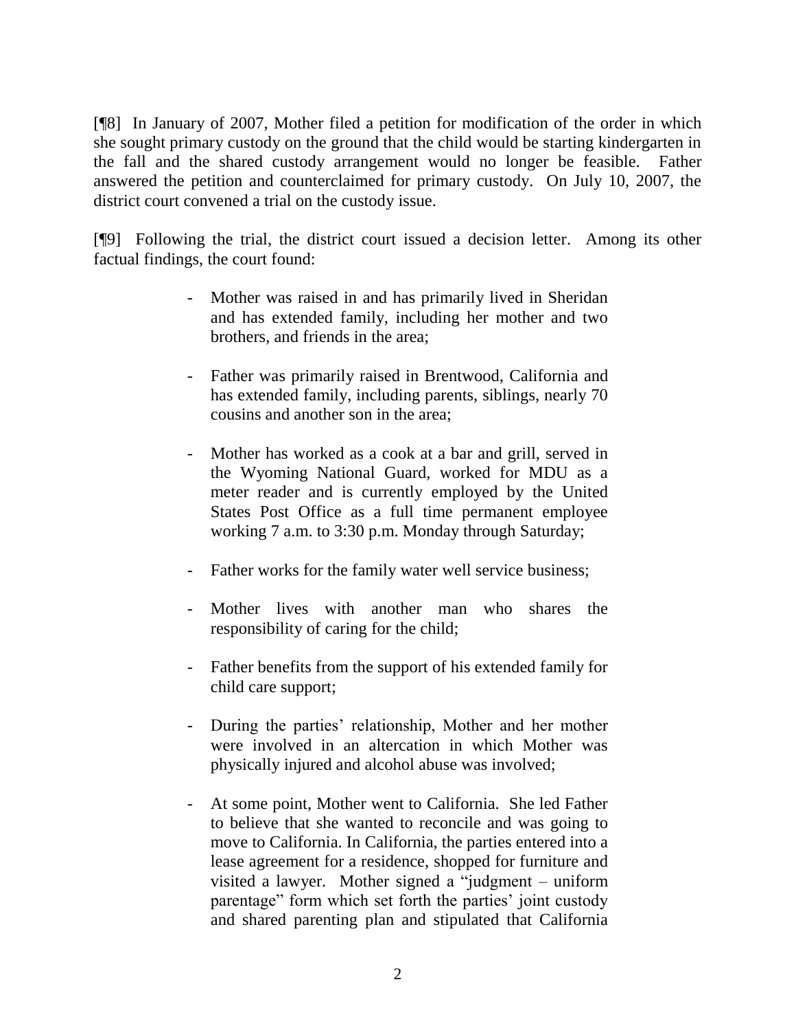[¶8] In January of 2007, Mother filed a petition for modification of the order in which she sought primary custody on the ground that the child would be starting kindergarten in the fall and the shared custody arrangement would no longer be feasible. Father answered the petition and counterclaimed for primary custody. On July 10, 2007, the district court convened a trial on the custody issue.

[¶9] Following the trial, the district court issued a decision letter. Among its other factual findings, the court found:

> - Mother was raised in and has primarily lived in Sheridan and has extended family, including her mother and two brothers, and friends in the area;
>
> - Father was primarily raised in Brentwood, California and has extended family, including parents, siblings, nearly 70 cousins and another son in the area;
>
> - Mother has worked as a cook at a bar and grill, served in the Wyoming National Guard, worked for MDU as a meter reader and is currently employed by the United States Post Office as a full time permanent employee working 7 a.m. to 3:30 p.m. Monday through Saturday;
>
> - Father works for the family water well service business;
>
> - Mother lives with another man who shares the responsibility of caring for the child;
>
> - Father benefits from the support of his extended family for child care support;
>
> - During the parties' relationship, Mother and her mother were involved in an altercation in which Mother was physically injured and alcohol abuse was involved;
>
> - At some point, Mother went to California. She led Father to believe that she wanted to reconcile and was going to move to California. In California, the parties entered into a lease agreement for a residence, shopped for furniture and visited a lawyer. Mother signed a "judgment – uniform parentage" form which set forth the parties' joint custody and shared parenting plan and stipulated that California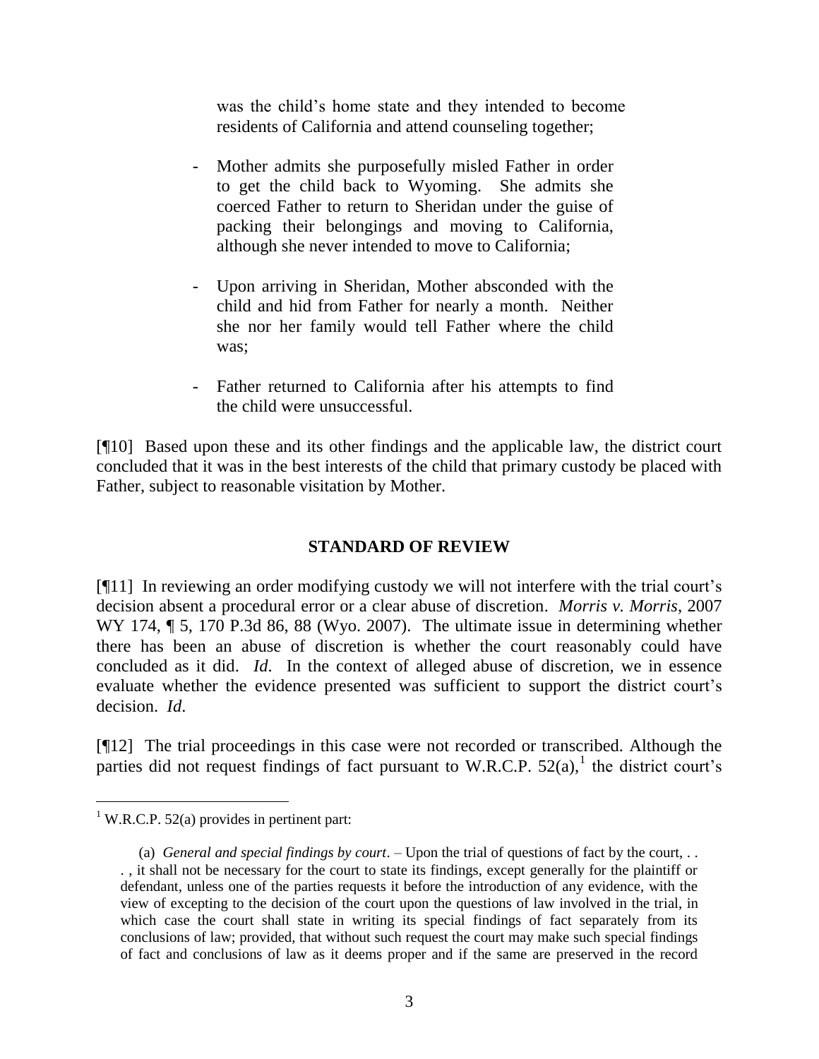was the child's home state and they intended to become residents of California and attend counseling together;

- Mother admits she purposefully misled Father in order to get the child back to Wyoming. She admits she coerced Father to return to Sheridan under the guise of packing their belongings and moving to California, although she never intended to move to California;

- Upon arriving in Sheridan, Mother absconded with the child and hid from Father for nearly a month. Neither she nor her family would tell Father where the child was;

- Father returned to California after his attempts to find the child were unsuccessful.

[¶10] Based upon these and its other findings and the applicable law, the district court concluded that it was in the best interests of the child that primary custody be placed with Father, subject to reasonable visitation by Mother.

## STANDARD OF REVIEW

[¶11] In reviewing an order modifying custody we will not interfere with the trial court's decision absent a procedural error or a clear abuse of discretion. *Morris v. Morris*, 2007 WY 174, ¶ 5, 170 P.3d 86, 88 (Wyo. 2007). The ultimate issue in determining whether there has been an abuse of discretion is whether the court reasonably could have concluded as it did. *Id.* In the context of alleged abuse of discretion, we in essence evaluate whether the evidence presented was sufficient to support the district court's decision. *Id.*

[¶12] The trial proceedings in this case were not recorded or transcribed. Although the parties did not request findings of fact pursuant to W.R.C.P. 52(a),[1] the district court's

---

[1] W.R.C.P. 52(a) provides in pertinent part:

> (a) *General and special findings by court*. – Upon the trial of questions of fact by the court, . . . , it shall not be necessary for the court to state its findings, except generally for the plaintiff or defendant, unless one of the parties requests it before the introduction of any evidence, with the view of excepting to the decision of the court upon the questions of law involved in the trial, in which case the court shall state in writing its special findings of fact separately from its conclusions of law; provided, that without such request the court may make such special findings of fact and conclusions of law as it deems proper and if the same are preserved in the record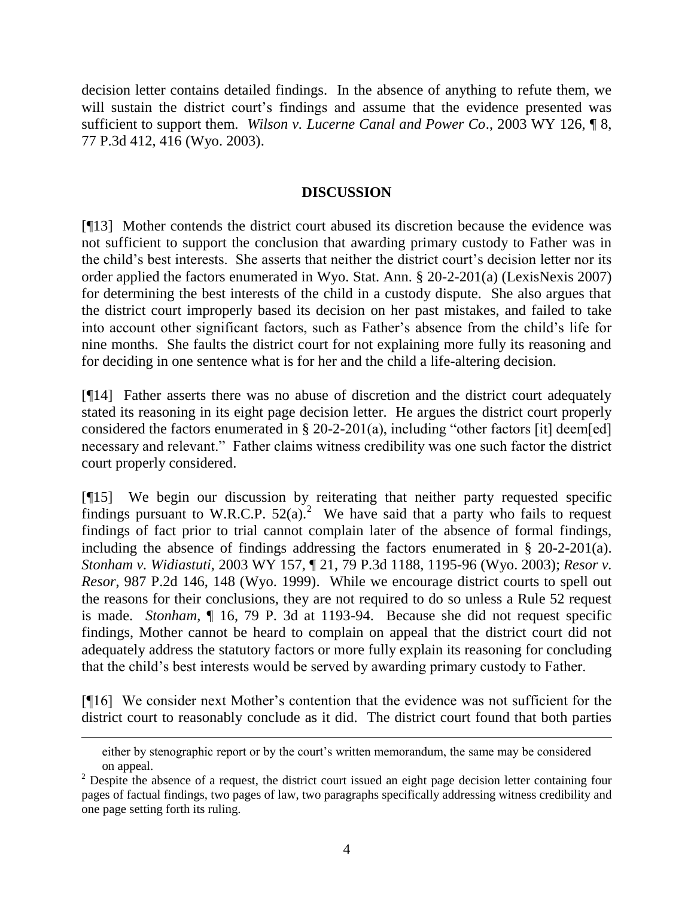decision letter contains detailed findings. In the absence of anything to refute them, we will sustain the district court's findings and assume that the evidence presented was sufficient to support them. *Wilson v. Lucerne Canal and Power Co*., 2003 WY 126, ¶ 8, 77 P.3d 412, 416 (Wyo. 2003).

## DISCUSSION

[¶13] Mother contends the district court abused its discretion because the evidence was not sufficient to support the conclusion that awarding primary custody to Father was in the child's best interests. She asserts that neither the district court's decision letter nor its order applied the factors enumerated in Wyo. Stat. Ann. § 20-2-201(a) (LexisNexis 2007) for determining the best interests of the child in a custody dispute. She also argues that the district court improperly based its decision on her past mistakes, and failed to take into account other significant factors, such as Father's absence from the child's life for nine months. She faults the district court for not explaining more fully its reasoning and for deciding in one sentence what is for her and the child a life-altering decision.

[¶14] Father asserts there was no abuse of discretion and the district court adequately stated its reasoning in its eight page decision letter. He argues the district court properly considered the factors enumerated in § 20-2-201(a), including "other factors [it] deem[ed] necessary and relevant." Father claims witness credibility was one such factor the district court properly considered.

[¶15] We begin our discussion by reiterating that neither party requested specific findings pursuant to W.R.C.P. 52(a).[2] We have said that a party who fails to request findings of fact prior to trial cannot complain later of the absence of formal findings, including the absence of findings addressing the factors enumerated in § 20-2-201(a). *Stonham v. Widiastuti*, 2003 WY 157, ¶ 21, 79 P.3d 1188, 1195-96 (Wyo. 2003); *Resor v. Resor*, 987 P.2d 146, 148 (Wyo. 1999). While we encourage district courts to spell out the reasons for their conclusions, they are not required to do so unless a Rule 52 request is made. *Stonham*, ¶ 16, 79 P. 3d at 1193-94. Because she did not request specific findings, Mother cannot be heard to complain on appeal that the district court did not adequately address the statutory factors or more fully explain its reasoning for concluding that the child's best interests would be served by awarding primary custody to Father.

[¶16] We consider next Mother's contention that the evidence was not sufficient for the district court to reasonably conclude as it did. The district court found that both parties

---

either by stenographic report or by the court's written memorandum, the same may be considered on appeal.

[2] Despite the absence of a request, the district court issued an eight page decision letter containing four pages of factual findings, two pages of law, two paragraphs specifically addressing witness credibility and one page setting forth its ruling.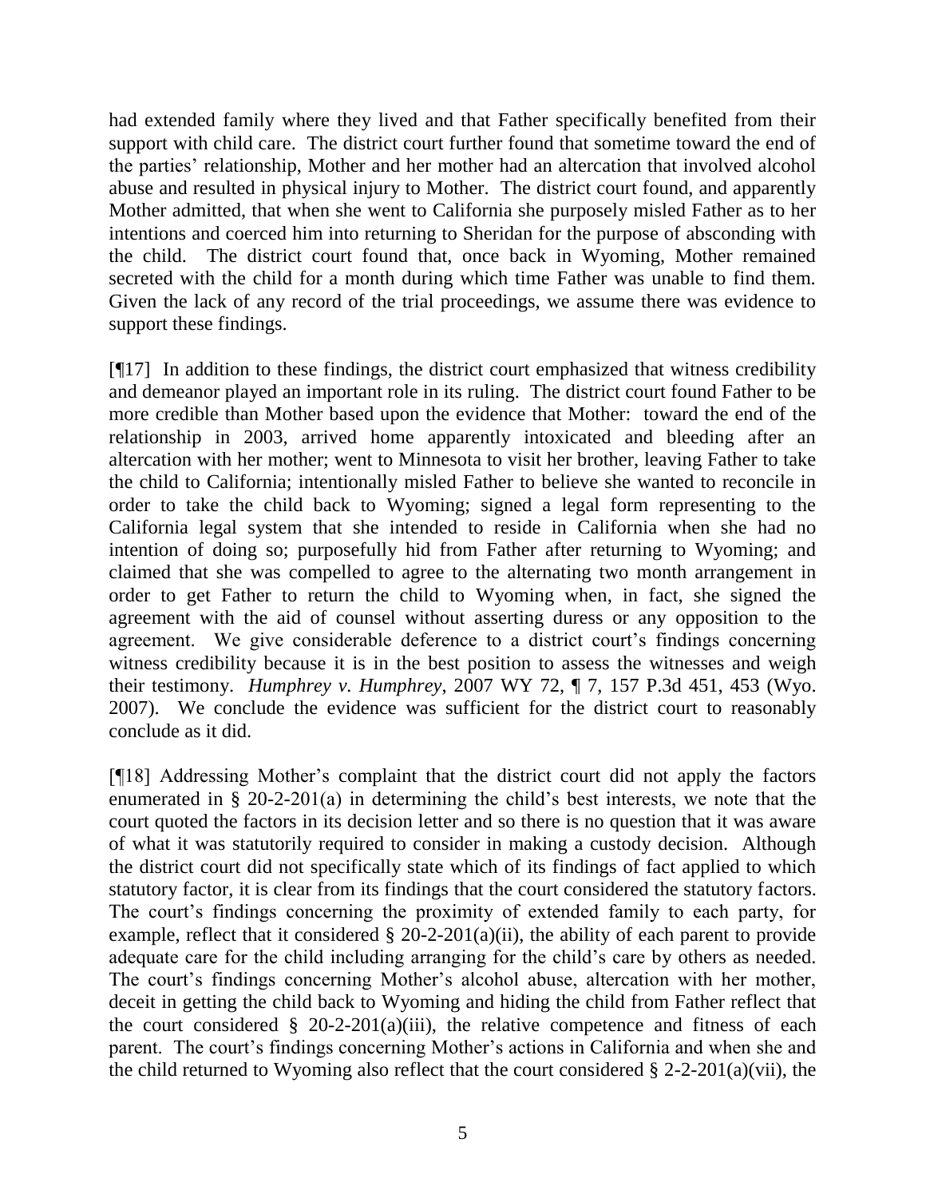had extended family where they lived and that Father specifically benefited from their support with child care. The district court further found that sometime toward the end of the parties' relationship, Mother and her mother had an altercation that involved alcohol abuse and resulted in physical injury to Mother. The district court found, and apparently Mother admitted, that when she went to California she purposely misled Father as to her intentions and coerced him into returning to Sheridan for the purpose of absconding with the child. The district court found that, once back in Wyoming, Mother remained secreted with the child for a month during which time Father was unable to find them. Given the lack of any record of the trial proceedings, we assume there was evidence to support these findings.

[¶17] In addition to these findings, the district court emphasized that witness credibility and demeanor played an important role in its ruling. The district court found Father to be more credible than Mother based upon the evidence that Mother: toward the end of the relationship in 2003, arrived home apparently intoxicated and bleeding after an altercation with her mother; went to Minnesota to visit her brother, leaving Father to take the child to California; intentionally misled Father to believe she wanted to reconcile in order to take the child back to Wyoming; signed a legal form representing to the California legal system that she intended to reside in California when she had no intention of doing so; purposefully hid from Father after returning to Wyoming; and claimed that she was compelled to agree to the alternating two month arrangement in order to get Father to return the child to Wyoming when, in fact, she signed the agreement with the aid of counsel without asserting duress or any opposition to the agreement. We give considerable deference to a district court's findings concerning witness credibility because it is in the best position to assess the witnesses and weigh their testimony. *Humphrey v. Humphrey*, 2007 WY 72, ¶ 7, 157 P.3d 451, 453 (Wyo. 2007). We conclude the evidence was sufficient for the district court to reasonably conclude as it did.

[¶18] Addressing Mother's complaint that the district court did not apply the factors enumerated in § 20-2-201(a) in determining the child's best interests, we note that the court quoted the factors in its decision letter and so there is no question that it was aware of what it was statutorily required to consider in making a custody decision. Although the district court did not specifically state which of its findings of fact applied to which statutory factor, it is clear from its findings that the court considered the statutory factors. The court's findings concerning the proximity of extended family to each party, for example, reflect that it considered § 20-2-201(a)(ii), the ability of each parent to provide adequate care for the child including arranging for the child's care by others as needed. The court's findings concerning Mother's alcohol abuse, altercation with her mother, deceit in getting the child back to Wyoming and hiding the child from Father reflect that the court considered § 20-2-201(a)(iii), the relative competence and fitness of each parent. The court's findings concerning Mother's actions in California and when she and the child returned to Wyoming also reflect that the court considered § 2-2-201(a)(vii), the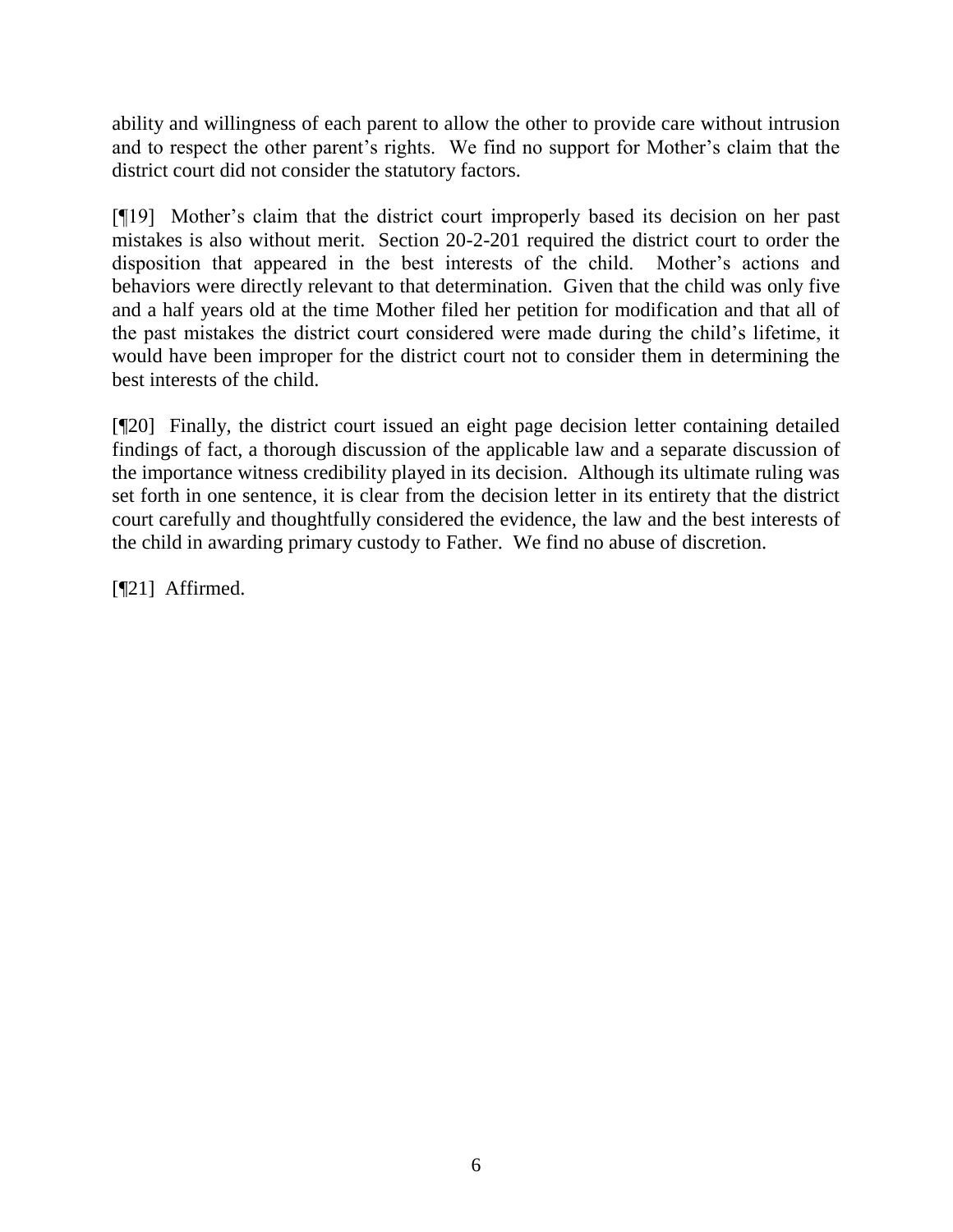ability and willingness of each parent to allow the other to provide care without intrusion and to respect the other parent's rights. We find no support for Mother's claim that the district court did not consider the statutory factors.

[¶19] Mother's claim that the district court improperly based its decision on her past mistakes is also without merit. Section 20-2-201 required the district court to order the disposition that appeared in the best interests of the child. Mother's actions and behaviors were directly relevant to that determination. Given that the child was only five and a half years old at the time Mother filed her petition for modification and that all of the past mistakes the district court considered were made during the child's lifetime, it would have been improper for the district court not to consider them in determining the best interests of the child.

[¶20] Finally, the district court issued an eight page decision letter containing detailed findings of fact, a thorough discussion of the applicable law and a separate discussion of the importance witness credibility played in its decision. Although its ultimate ruling was set forth in one sentence, it is clear from the decision letter in its entirety that the district court carefully and thoughtfully considered the evidence, the law and the best interests of the child in awarding primary custody to Father. We find no abuse of discretion.

[¶21] Affirmed.